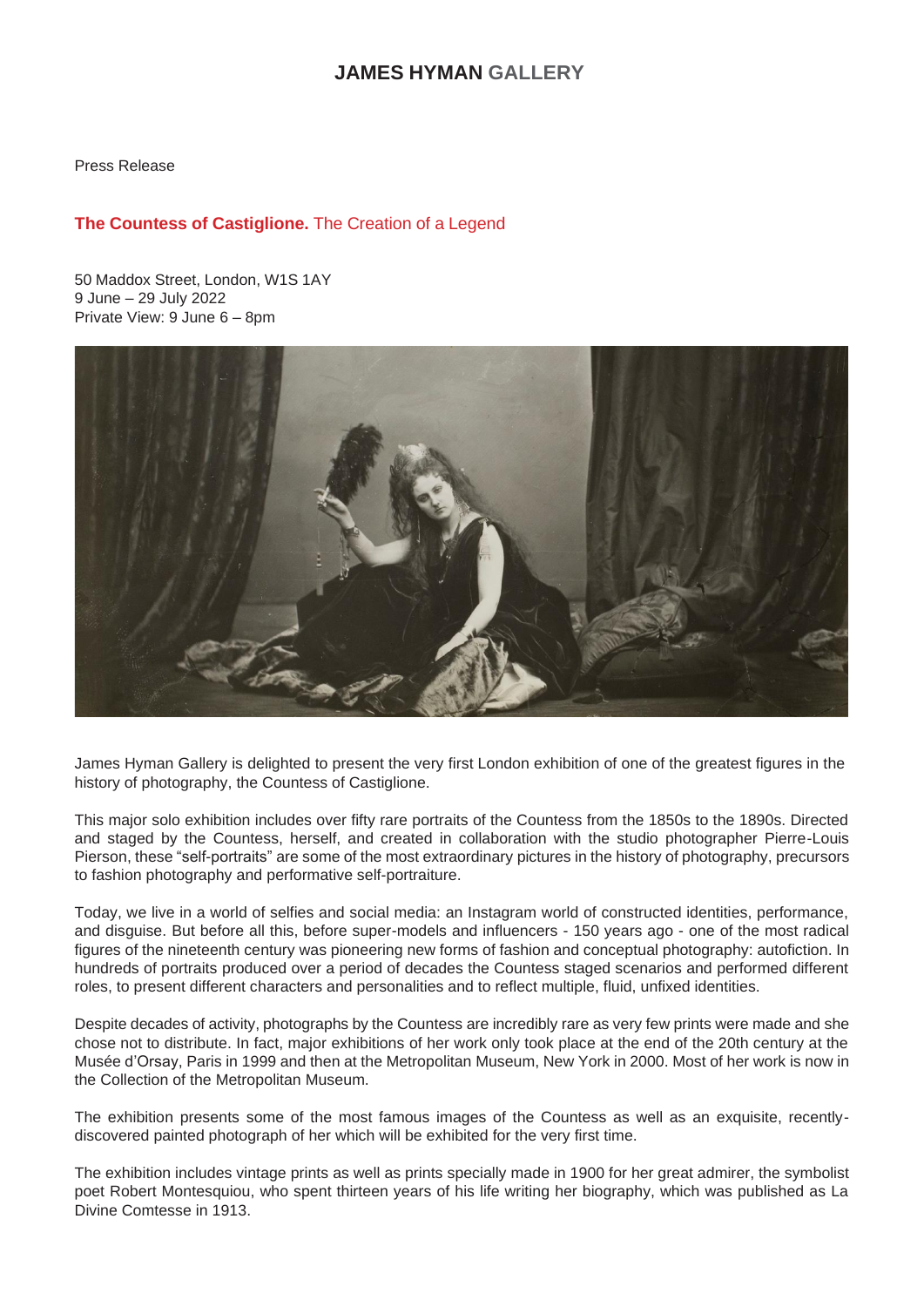# JAMES HYMAN GALLERY

Press Release

## **The Countess of Castiglione.** The Creation of a Legend

50 Maddox Street, London, W1S 1AY
9 June – 29 July 2022
Private View: 9 June 6 – 8pm

James Hyman Gallery is delighted to present the very first London exhibition of one of the greatest figures in the history of photography, the Countess of Castiglione.

This major solo exhibition includes over fifty rare portraits of the Countess from the 1850s to the 1890s. Directed and staged by the Countess, herself, and created in collaboration with the studio photographer Pierre-Louis Pierson, these "self-portraits" are some of the most extraordinary pictures in the history of photography, precursors to fashion photography and performative self-portraiture.

Today, we live in a world of selfies and social media: an Instagram world of constructed identities, performance, and disguise. But before all this, before super-models and influencers - 150 years ago - one of the most radical figures of the nineteenth century was pioneering new forms of fashion and conceptual photography: autofiction. In hundreds of portraits produced over a period of decades the Countess staged scenarios and performed different roles, to present different characters and personalities and to reflect multiple, fluid, unfixed identities.

Despite decades of activity, photographs by the Countess are incredibly rare as very few prints were made and she chose not to distribute. In fact, major exhibitions of her work only took place at the end of the 20th century at the Musée d'Orsay, Paris in 1999 and then at the Metropolitan Museum, New York in 2000. Most of her work is now in the Collection of the Metropolitan Museum.

The exhibition presents some of the most famous images of the Countess as well as an exquisite, recently-discovered painted photograph of her which will be exhibited for the very first time.

The exhibition includes vintage prints as well as prints specially made in 1900 for her great admirer, the symbolist poet Robert Montesquiou, who spent thirteen years of his life writing her biography, which was published as La Divine Comtesse in 1913.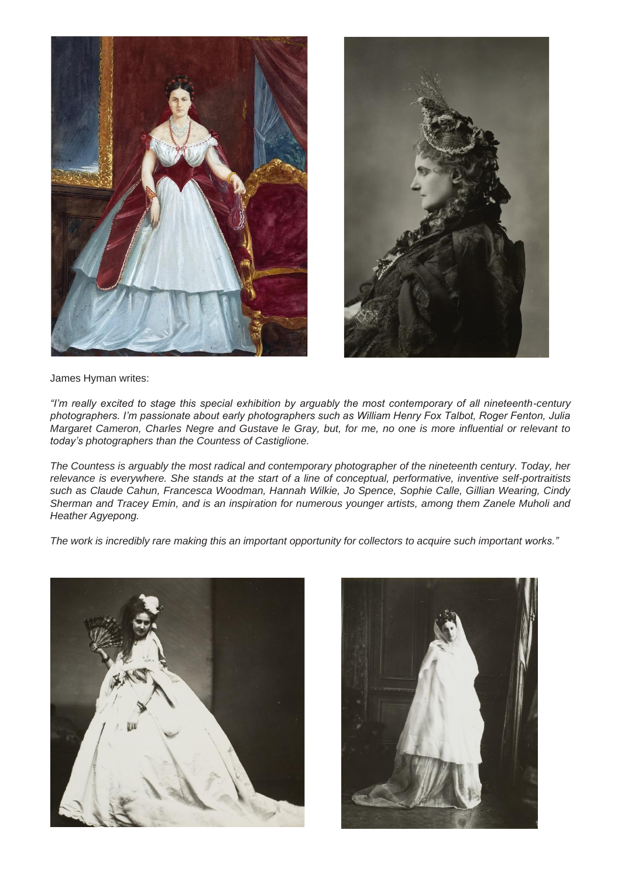James Hyman writes:

*"I'm really excited to stage this special exhibition by arguably the most contemporary of all nineteenth-century photographers. I'm passionate about early photographers such as William Henry Fox Talbot, Roger Fenton, Julia Margaret Cameron, Charles Negre and Gustave le Gray, but, for me, no one is more influential or relevant to today's photographers than the Countess of Castiglione.*

*The Countess is arguably the most radical and contemporary photographer of the nineteenth century. Today, her relevance is everywhere. She stands at the start of a line of conceptual, performative, inventive self-portraitists such as Claude Cahun, Francesca Woodman, Hannah Wilkie, Jo Spence, Sophie Calle, Gillian Wearing, Cindy Sherman and Tracey Emin, and is an inspiration for numerous younger artists, among them Zanele Muholi and Heather Agyepong.*

*The work is incredibly rare making this an important opportunity for collectors to acquire such important works."*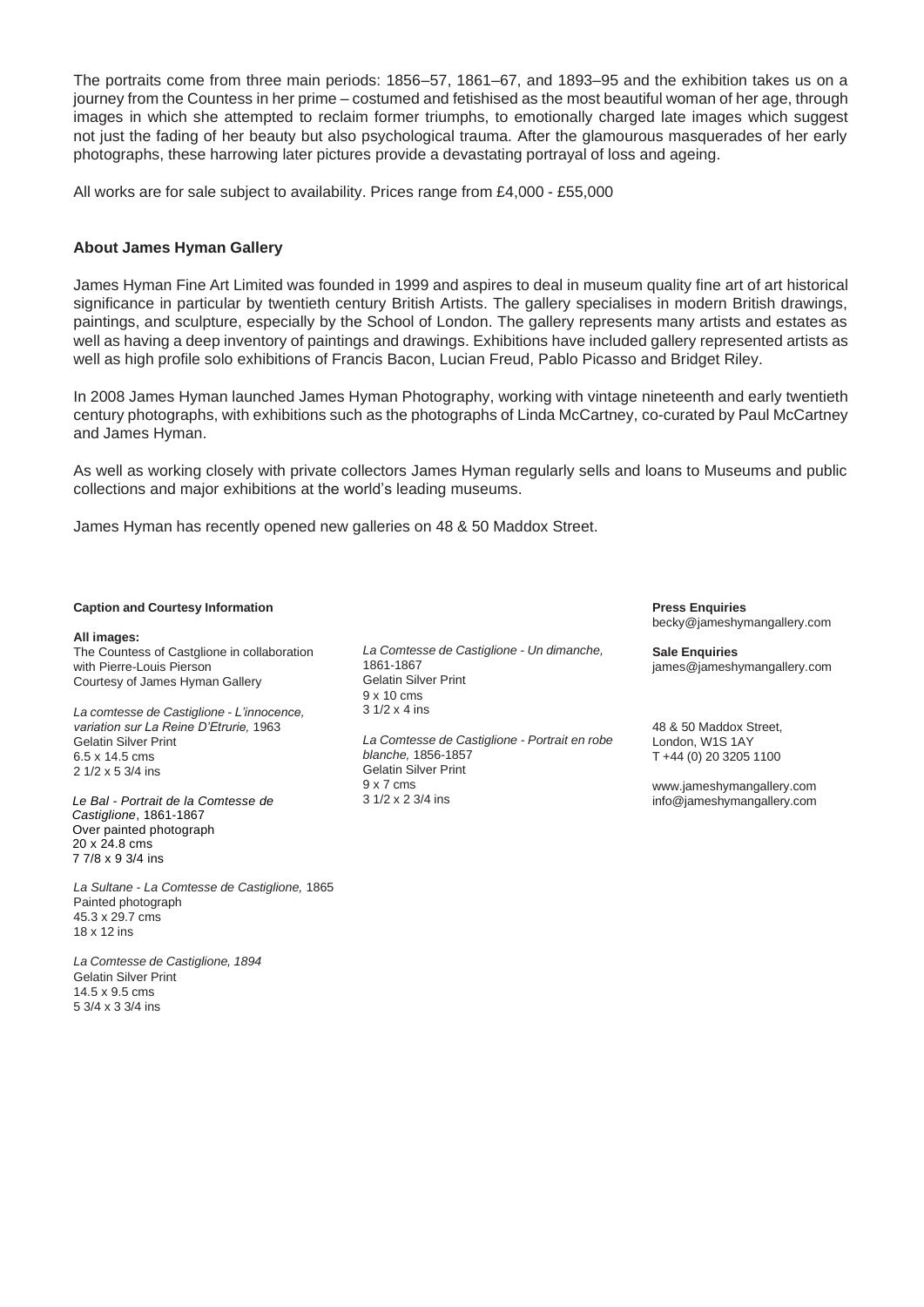The portraits come from three main periods: 1856–57, 1861–67, and 1893–95 and the exhibition takes us on a journey from the Countess in her prime – costumed and fetishised as the most beautiful woman of her age, through images in which she attempted to reclaim former triumphs, to emotionally charged late images which suggest not just the fading of her beauty but also psychological trauma. After the glamourous masquerades of her early photographs, these harrowing later pictures provide a devastating portrayal of loss and ageing.

All works are for sale subject to availability. Prices range from £4,000 - £55,000

**About James Hyman Gallery**

James Hyman Fine Art Limited was founded in 1999 and aspires to deal in museum quality fine art of art historical significance in particular by twentieth century British Artists. The gallery specialises in modern British drawings, paintings, and sculpture, especially by the School of London. The gallery represents many artists and estates as well as having a deep inventory of paintings and drawings. Exhibitions have included gallery represented artists as well as high profile solo exhibitions of Francis Bacon, Lucian Freud, Pablo Picasso and Bridget Riley.

In 2008 James Hyman launched James Hyman Photography, working with vintage nineteenth and early twentieth century photographs, with exhibitions such as the photographs of Linda McCartney, co-curated by Paul McCartney and James Hyman.

As well as working closely with private collectors James Hyman regularly sells and loans to Museums and public collections and major exhibitions at the world's leading museums.

James Hyman has recently opened new galleries on 48 & 50 Maddox Street.

**Caption and Courtesy Information**

**All images:**
The Countess of Castglione in collaboration with Pierre-Louis Pierson
Courtesy of James Hyman Gallery

*La comtesse de Castiglione - L'innocence, variation sur La Reine D'Etrurie,* 1963
Gelatin Silver Print
6.5 x 14.5 cms
2 1/2 x 5 3/4 ins

*Le Bal - Portrait de la Comtesse de Castiglione*, 1861-1867
Over painted photograph
20 x 24.8 cms
7 7/8 x 9 3/4 ins

*La Sultane - La Comtesse de Castiglione,* 1865
Painted photograph
45.3 x 29.7 cms
18 x 12 ins

*La Comtesse de Castiglione, 1894*
Gelatin Silver Print
14.5 x 9.5 cms
5 3/4 x 3 3/4 ins

*La Comtesse de Castiglione - Un dimanche,* 1861-1867
Gelatin Silver Print
9 x 10 cms
3 1/2 x 4 ins

*La Comtesse de Castiglione - Portrait en robe blanche,* 1856-1857
Gelatin Silver Print
9 x 7 cms
3 1/2 x 2 3/4 ins

**Press Enquiries**
becky@jameshymangallery.com

**Sale Enquiries**
james@jameshymangallery.com

48 & 50 Maddox Street,
London, W1S 1AY
T +44 (0) 20 3205 1100

www.jameshymangallery.com
info@jameshymangallery.com